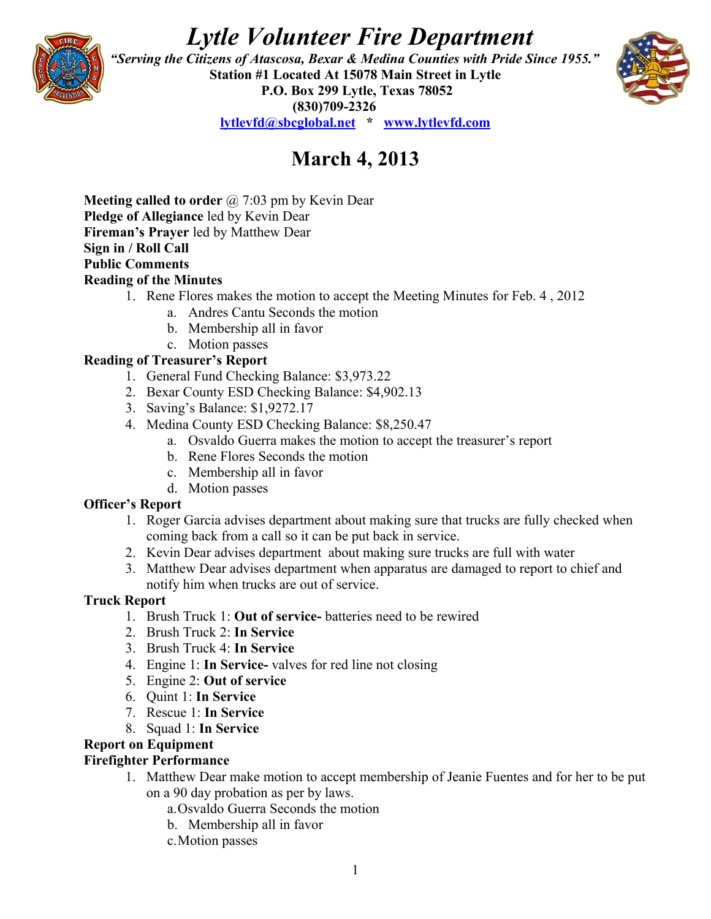# *Lytle Volunteer Fire Department*

***"Serving the Citizens of Atascosa, Bexar & Medina Counties with Pride Since 1955."***
**Station #1 Located At 15078 Main Street in Lytle**
**P.O. Box 299 Lytle, Texas 78052**
**(830)709-2326**
**lytlevfd@sbcglobal.net * www.lytlevfd.com**

## March 4, 2013

**Meeting called to order** @ 7:03 pm by Kevin Dear
**Pledge of Allegiance** led by Kevin Dear
**Fireman's Prayer** led by Matthew Dear
**Sign in / Roll Call**
**Public Comments**
**Reading of the Minutes**

1. Rene Flores makes the motion to accept the Meeting Minutes for Feb. 4 , 2012
   a. Andres Cantu Seconds the motion
   b. Membership all in favor
   c. Motion passes

**Reading of Treasurer's Report**

1. General Fund Checking Balance: $3,973.22
2. Bexar County ESD Checking Balance: $4,902.13
3. Saving's Balance: $1,9272.17
4. Medina County ESD Checking Balance: $8,250.47
   a. Osvaldo Guerra makes the motion to accept the treasurer's report
   b. Rene Flores Seconds the motion
   c. Membership all in favor
   d. Motion passes

**Officer's Report**

1. Roger Garcia advises department about making sure that trucks are fully checked when coming back from a call so it can be put back in service.
2. Kevin Dear advises department about making sure trucks are full with water
3. Matthew Dear advises department when apparatus are damaged to report to chief and notify him when trucks are out of service.

**Truck Report**

1. Brush Truck 1: **Out of service-** batteries need to be rewired
2. Brush Truck 2: **In Service**
3. Brush Truck 4: **In Service**
4. Engine 1: **In Service-** valves for red line not closing
5. Engine 2: **Out of service**
6. Quint 1: **In Service**
7. Rescue 1: **In Service**
8. Squad 1: **In Service**

**Report on Equipment**
**Firefighter Performance**

1. Matthew Dear make motion to accept membership of Jeanie Fuentes and for her to be put on a 90 day probation as per by laws.
   a. Osvaldo Guerra Seconds the motion
   b. Membership all in favor
   c. Motion passes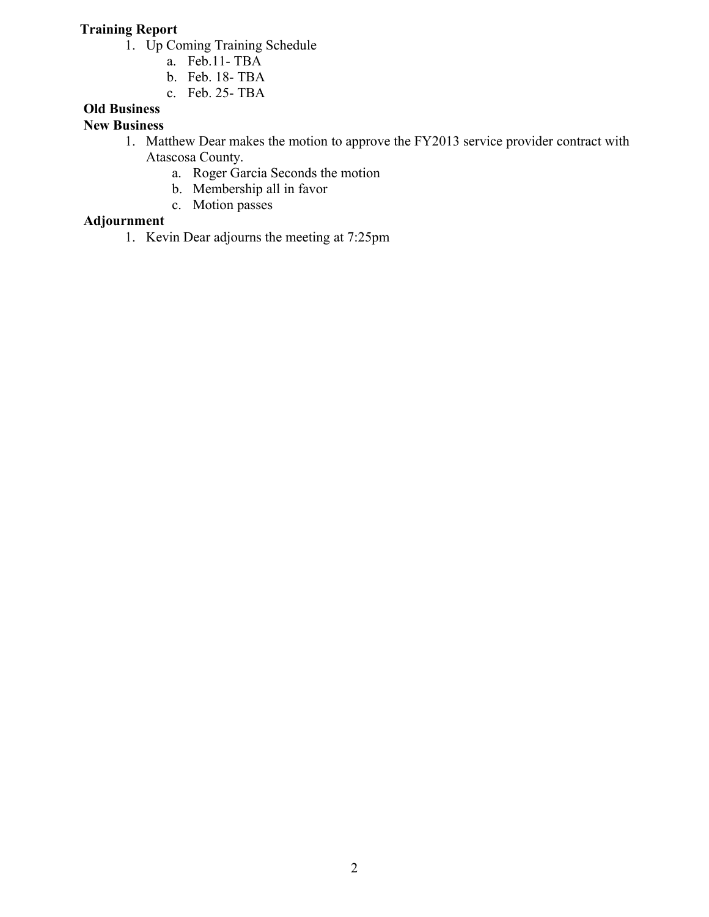**Training Report**

1. Up Coming Training Schedule
    a. Feb.11- TBA
    b. Feb. 18- TBA
    c. Feb. 25- TBA

**Old Business**

**New Business**

1. Matthew Dear makes the motion to approve the FY2013 service provider contract with Atascosa County.
    a. Roger Garcia Seconds the motion
    b. Membership all in favor
    c. Motion passes

**Adjournment**

1. Kevin Dear adjourns the meeting at 7:25pm